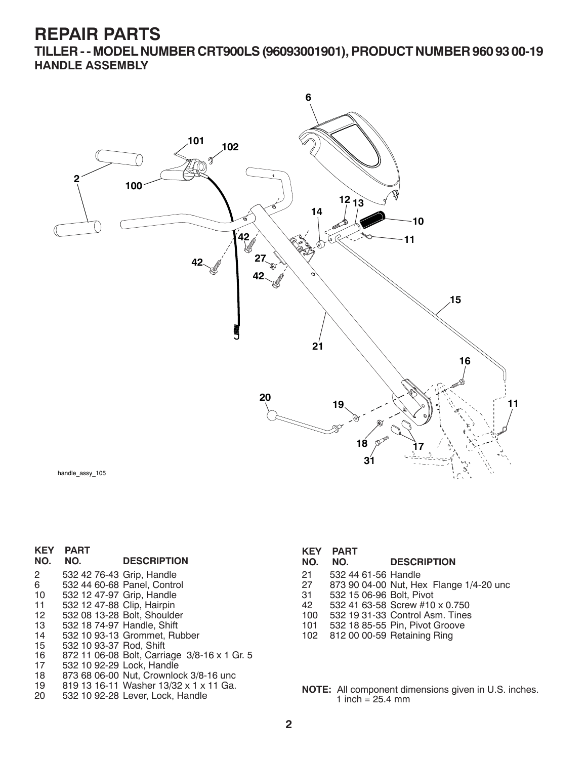# REPAIR PARTS

## TILLER - - MODEL NUMBER CRT900LS (96093001901), PRODUCT NUMBER 960 93 00-19

### HANDLE ASSEMBLY

handle_assy_105

| KEY NO. | PART NO. | DESCRIPTION |
|---|---|---|
| 2 | 532 42 76-43 | Grip, Handle |
| 6 | 532 44 60-68 | Panel, Control |
| 10 | 532 12 47-97 | Grip, Handle |
| 11 | 532 12 47-88 | Clip, Hairpin |
| 12 | 532 08 13-28 | Bolt, Shoulder |
| 13 | 532 18 74-97 | Handle, Shift |
| 14 | 532 10 93-13 | Grommet, Rubber |
| 15 | 532 10 93-37 | Rod, Shift |
| 16 | 872 11 06-08 | Bolt, Carriage 3/8-16 x 1 Gr. 5 |
| 17 | 532 10 92-29 | Lock, Handle |
| 18 | 873 68 06-00 | Nut, Crownlock 3/8-16 unc |
| 19 | 819 13 16-11 | Washer 13/32 x 1 x 11 Ga. |
| 20 | 532 10 92-28 | Lever, Lock, Handle |
| 21 | 532 44 61-56 | Handle |
| 27 | 873 90 04-00 | Nut, Hex Flange 1/4-20 unc |
| 31 | 532 15 06-96 | Bolt, Pivot |
| 42 | 532 41 63-58 | Screw #10 x 0.750 |
| 100 | 532 19 31-33 | Control Asm. Tines |
| 101 | 532 18 85-55 | Pin, Pivot Groove |
| 102 | 812 00 00-59 | Retaining Ring |

**NOTE:** All component dimensions given in U.S. inches.
1 inch = 25.4 mm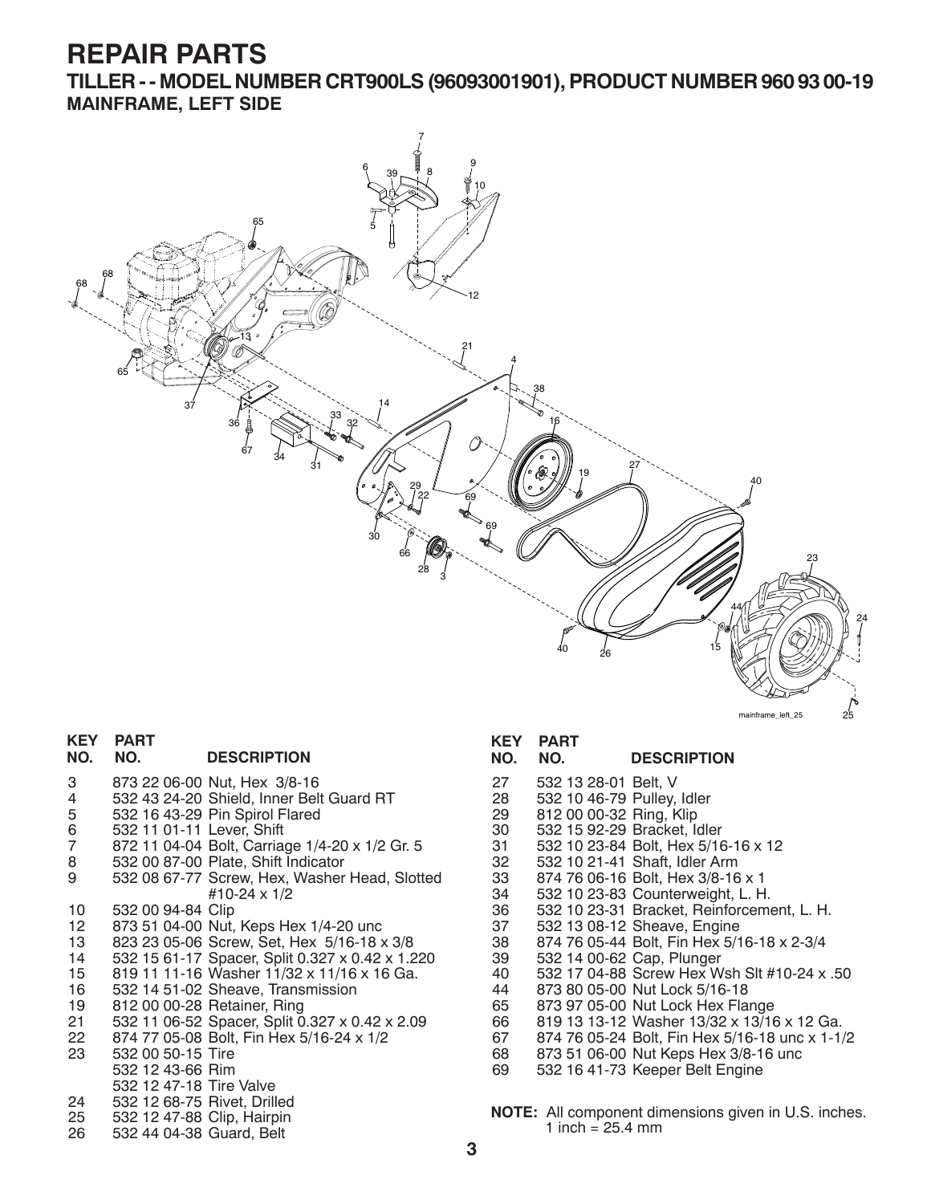# REPAIR PARTS

## TILLER - - MODEL NUMBER CRT900LS (96093001901), PRODUCT NUMBER 960 93 00-19

### MAINFRAME, LEFT SIDE

| KEY NO. | PART NO. | DESCRIPTION |
|---|---|---|
| 3 | 873 22 06-00 | Nut, Hex 3/8-16 |
| 4 | 532 43 24-20 | Shield, Inner Belt Guard RT |
| 5 | 532 16 43-29 | Pin Spirol Flared |
| 6 | 532 11 01-11 | Lever, Shift |
| 7 | 872 11 04-04 | Bolt, Carriage 1/4-20 x 1/2 Gr. 5 |
| 8 | 532 00 87-00 | Plate, Shift Indicator |
| 9 | 532 08 67-77 | Screw, Hex, Washer Head, Slotted #10-24 x 1/2 |
| 10 | 532 00 94-84 | Clip |
| 12 | 873 51 04-00 | Nut, Keps Hex 1/4-20 unc |
| 13 | 823 23 05-06 | Screw, Set, Hex 5/16-18 x 3/8 |
| 14 | 532 15 61-17 | Spacer, Split 0.327 x 0.42 x 1.220 |
| 15 | 819 11 11-16 | Washer 11/32 x 11/16 x 16 Ga. |
| 16 | 532 14 51-02 | Sheave, Transmission |
| 19 | 812 00 00-28 | Retainer, Ring |
| 21 | 532 11 06-52 | Spacer, Split 0.327 x 0.42 x 2.09 |
| 22 | 874 77 05-08 | Bolt, Fin Hex 5/16-24 x 1/2 |
| 23 | 532 00 50-15 | Tire |
| | 532 12 43-66 | Rim |
| | 532 12 47-18 | Tire Valve |
| 24 | 532 12 68-75 | Rivet, Drilled |
| 25 | 532 12 47-88 | Clip, Hairpin |
| 26 | 532 44 04-38 | Guard, Belt |
| 27 | 532 13 28-01 | Belt, V |
| 28 | 532 10 46-79 | Pulley, Idler |
| 29 | 812 00 00-32 | Ring, Klip |
| 30 | 532 15 92-29 | Bracket, Idler |
| 31 | 532 10 23-84 | Bolt, Hex 5/16-16 x 12 |
| 32 | 532 10 21-41 | Shaft, Idler Arm |
| 33 | 874 76 06-16 | Bolt, Hex 3/8-16 x 1 |
| 34 | 532 10 23-83 | Counterweight, L. H. |
| 36 | 532 10 23-31 | Bracket, Reinforcement, L. H. |
| 37 | 532 13 08-12 | Sheave, Engine |
| 38 | 874 76 05-44 | Bolt, Fin Hex 5/16-18 x 2-3/4 |
| 39 | 532 14 00-62 | Cap, Plunger |
| 40 | 532 17 04-88 | Screw Hex Wsh Slt #10-24 x .50 |
| 44 | 873 80 05-00 | Nut Lock 5/16-18 |
| 65 | 873 97 05-00 | Nut Lock Hex Flange |
| 66 | 819 13 13-12 | Washer 13/32 x 13/16 x 12 Ga. |
| 67 | 874 76 05-24 | Bolt, Fin Hex 5/16-18 unc x 1-1/2 |
| 68 | 873 51 06-00 | Nut Keps Hex 3/8-16 unc |
| 69 | 532 16 41-73 | Keeper Belt Engine |

**NOTE:** All component dimensions given in U.S. inches.
1 inch = 25.4 mm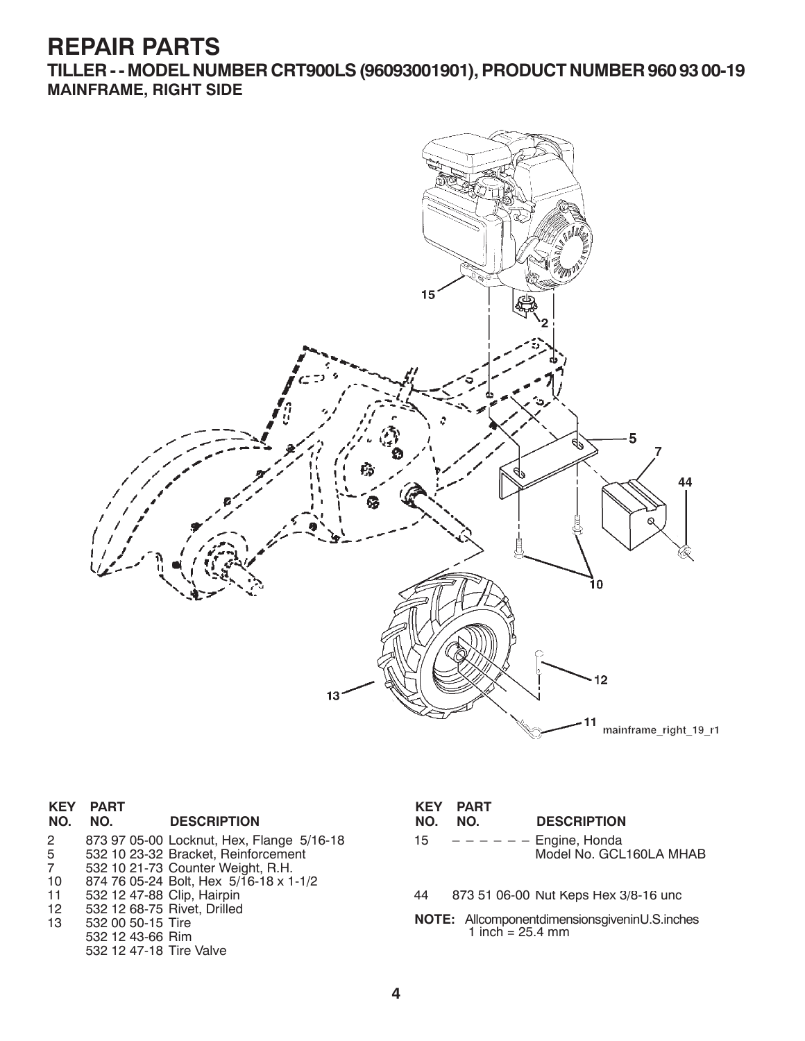# REPAIR PARTS

## TILLER - - MODEL NUMBER CRT900LS (96093001901), PRODUCT NUMBER 960 93 00-19

### MAINFRAME, RIGHT SIDE

| KEY NO. | PART NO. | DESCRIPTION |
|---|---|---|
| 2 | 873 97 05-00 | Locknut, Hex, Flange 5/16-18 |
| 5 | 532 10 23-32 | Bracket, Reinforcement |
| 7 | 532 10 21-73 | Counter Weight, R.H. |
| 10 | 874 76 05-24 | Bolt, Hex 5/16-18 x 1-1/2 |
| 11 | 532 12 47-88 | Clip, Hairpin |
| 12 | 532 12 68-75 | Rivet, Drilled |
| 13 | 532 00 50-15 | Tire |
| | 532 12 43-66 | Rim |
| | 532 12 47-18 | Tire Valve |
| 15 | – – – – – – | Engine, Honda Model No. GCL160LA MHAB |
| 44 | 873 51 06-00 | Nut Keps Hex 3/8-16 unc |

**NOTE:** All component dimensions given in U.S. inches
1 inch = 25.4 mm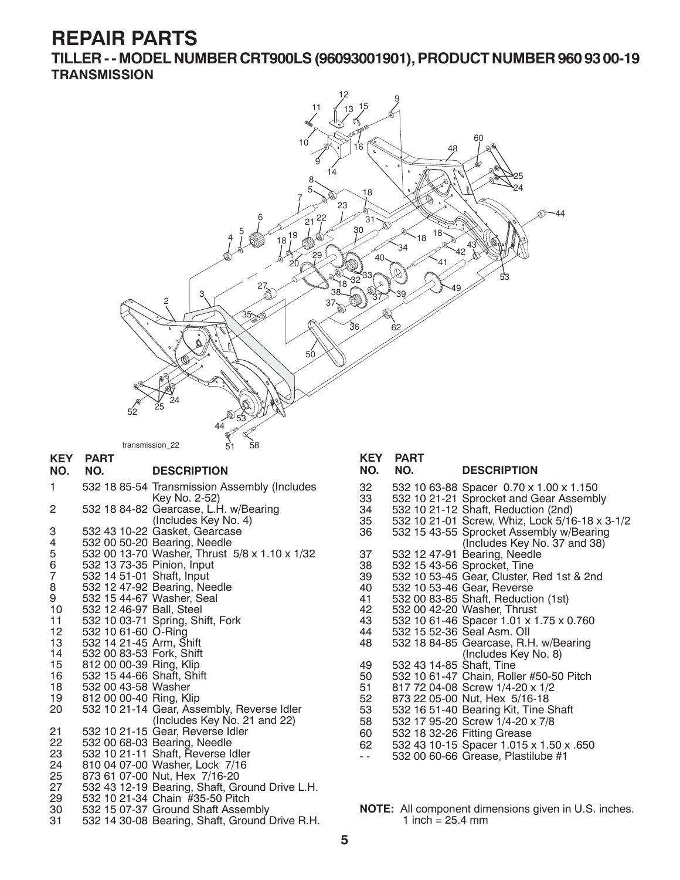# REPAIR PARTS

## TILLER - - MODEL NUMBER CRT900LS (96093001901), PRODUCT NUMBER 960 93 00-19

### TRANSMISSION

transmission_22

| KEY NO. | PART NO. | DESCRIPTION |
|---|---|---|
| 1 | 532 18 85-54 | Transmission Assembly (Includes Key No. 2-52) |
| 2 | 532 18 84-82 | Gearcase, L.H. w/Bearing (Includes Key No. 4) |
| 3 | 532 43 10-22 | Gasket, Gearcase |
| 4 | 532 00 50-20 | Bearing, Needle |
| 5 | 532 00 13-70 | Washer, Thrust 5/8 x 1.10 x 1/32 |
| 6 | 532 13 73-35 | Pinion, Input |
| 7 | 532 14 51-01 | Shaft, Input |
| 8 | 532 12 47-92 | Bearing, Needle |
| 9 | 532 15 44-67 | Washer, Seal |
| 10 | 532 12 46-97 | Ball, Steel |
| 11 | 532 10 03-71 | Spring, Shift, Fork |
| 12 | 532 10 61-60 | O-Ring |
| 13 | 532 14 21-45 | Arm, Shift |
| 14 | 532 00 83-53 | Fork, Shift |
| 15 | 812 00 00-39 | Ring, Klip |
| 16 | 532 15 44-66 | Shaft, Shift |
| 18 | 532 00 43-58 | Washer |
| 19 | 812 00 00-40 | Ring, Klip |
| 20 | 532 10 21-14 | Gear, Assembly, Reverse Idler (Includes Key No. 21 and 22) |
| 21 | 532 10 21-15 | Gear, Reverse Idler |
| 22 | 532 00 68-03 | Bearing, Needle |
| 23 | 532 10 21-11 | Shaft, Reverse Idler |
| 24 | 810 04 07-00 | Washer, Lock 7/16 |
| 25 | 873 61 07-00 | Nut, Hex 7/16-20 |
| 27 | 532 43 12-19 | Bearing, Shaft, Ground Drive L.H. |
| 29 | 532 10 21-34 | Chain #35-50 Pitch |
| 30 | 532 15 07-37 | Ground Shaft Assembly |
| 31 | 532 14 30-08 | Bearing, Shaft, Ground Drive R.H. |
| 32 | 532 10 63-88 | Spacer 0.70 x 1.00 x 1.150 |
| 33 | 532 10 21-21 | Sprocket and Gear Assembly |
| 34 | 532 10 21-12 | Shaft, Reduction (2nd) |
| 35 | 532 10 21-01 | Screw, Whiz, Lock 5/16-18 x 3-1/2 |
| 36 | 532 15 43-55 | Sprocket Assembly w/Bearing (Includes Key No. 37 and 38) |
| 37 | 532 12 47-91 | Bearing, Needle |
| 38 | 532 15 43-56 | Sprocket, Tine |
| 39 | 532 10 53-45 | Gear, Cluster, Red 1st & 2nd |
| 40 | 532 10 53-46 | Gear, Reverse |
| 41 | 532 00 83-85 | Shaft, Reduction (1st) |
| 42 | 532 00 42-20 | Washer, Thrust |
| 43 | 532 10 61-46 | Spacer 1.01 x 1.75 x 0.760 |
| 44 | 532 15 52-36 | Seal Asm. OIl |
| 48 | 532 18 84-85 | Gearcase, R.H. w/Bearing (Includes Key No. 8) |
| 49 | 532 43 14-85 | Shaft, Tine |
| 50 | 532 10 61-47 | Chain, Roller #50-50 Pitch |
| 51 | 817 72 04-08 | Screw 1/4-20 x 1/2 |
| 52 | 873 22 05-00 | Nut, Hex 5/16-18 |
| 53 | 532 16 51-40 | Bearing Kit, Tine Shaft |
| 58 | 532 17 95-20 | Screw 1/4-20 x 7/8 |
| 60 | 532 18 32-26 | Fitting Grease |
| 62 | 532 43 10-15 | Spacer 1.015 x 1.50 x .650 |
| - - | 532 00 60-66 | Grease, Plastilube #1 |

**NOTE:** All component dimensions given in U.S. inches.
1 inch = 25.4 mm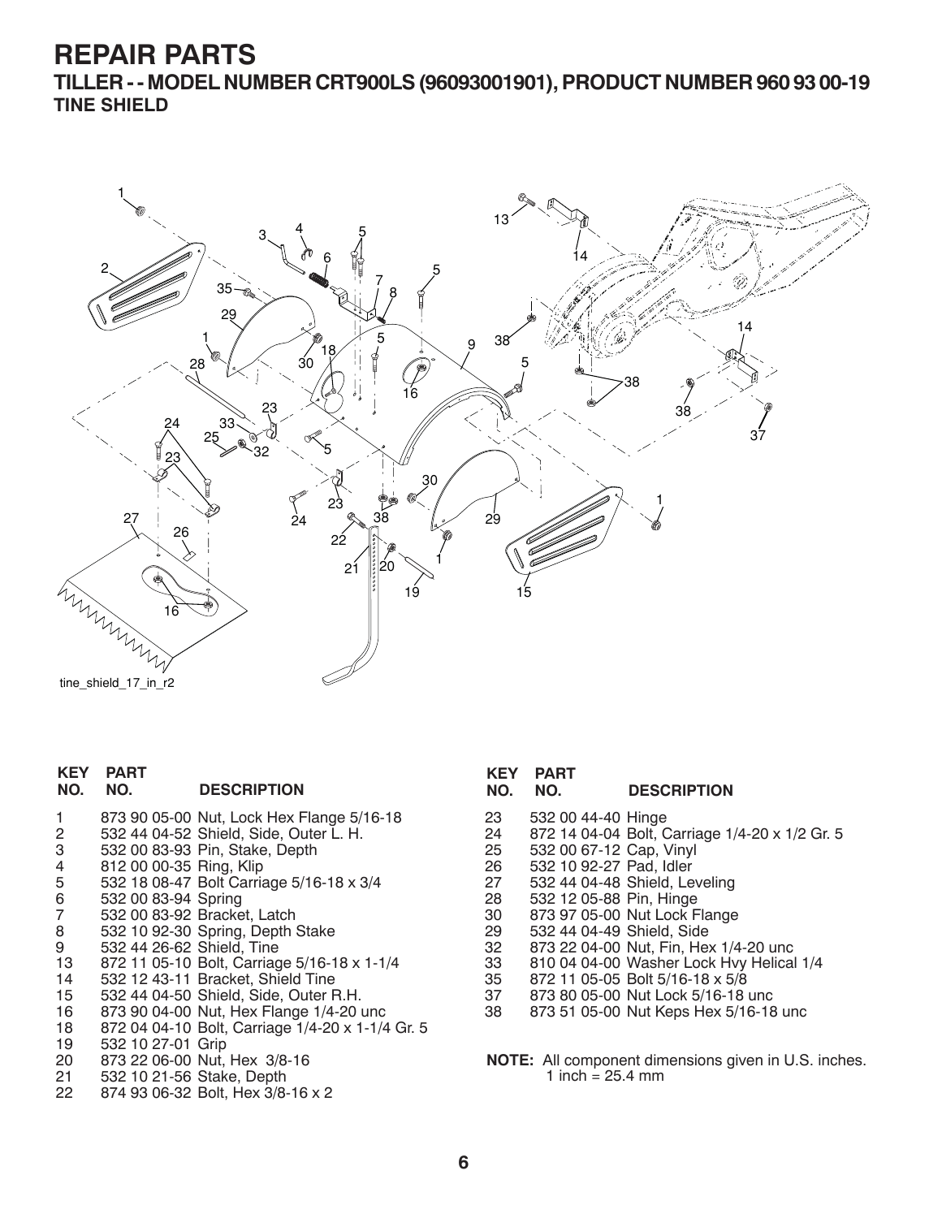# REPAIR PARTS

## TILLER - - MODEL NUMBER CRT900LS (96093001901), PRODUCT NUMBER 960 93 00-19

### TINE SHIELD

tine_shield_17_in_r2

| KEY NO. | PART NO. | DESCRIPTION |
|---|---|---|
| 1 | 873 90 05-00 | Nut, Lock Hex Flange 5/16-18 |
| 2 | 532 44 04-52 | Shield, Side, Outer L. H. |
| 3 | 532 00 83-93 | Pin, Stake, Depth |
| 4 | 812 00 00-35 | Ring, Klip |
| 5 | 532 18 08-47 | Bolt Carriage 5/16-18 x 3/4 |
| 6 | 532 00 83-94 | Spring |
| 7 | 532 00 83-92 | Bracket, Latch |
| 8 | 532 10 92-30 | Spring, Depth Stake |
| 9 | 532 44 26-62 | Shield, Tine |
| 13 | 872 11 05-10 | Bolt, Carriage 5/16-18 x 1-1/4 |
| 14 | 532 12 43-11 | Bracket, Shield Tine |
| 15 | 532 44 04-50 | Shield, Side, Outer R.H. |
| 16 | 873 90 04-00 | Nut, Hex Flange 1/4-20 unc |
| 18 | 872 04 04-10 | Bolt, Carriage 1/4-20 x 1-1/4 Gr. 5 |
| 19 | 532 10 27-01 | Grip |
| 20 | 873 22 06-00 | Nut, Hex 3/8-16 |
| 21 | 532 10 21-56 | Stake, Depth |
| 22 | 874 93 06-32 | Bolt, Hex 3/8-16 x 2 |
| 23 | 532 00 44-40 | Hinge |
| 24 | 872 14 04-04 | Bolt, Carriage 1/4-20 x 1/2 Gr. 5 |
| 25 | 532 00 67-12 | Cap, Vinyl |
| 26 | 532 10 92-27 | Pad, Idler |
| 27 | 532 44 04-48 | Shield, Leveling |
| 28 | 532 12 05-88 | Pin, Hinge |
| 30 | 873 97 05-00 | Nut Lock Flange |
| 29 | 532 44 04-49 | Shield, Side |
| 32 | 873 22 04-00 | Nut, Fin, Hex 1/4-20 unc |
| 33 | 810 04 04-00 | Washer Lock Hvy Helical 1/4 |
| 35 | 872 11 05-05 | Bolt 5/16-18 x 5/8 |
| 37 | 873 80 05-00 | Nut Lock 5/16-18 unc |
| 38 | 873 51 05-00 | Nut Keps Hex 5/16-18 unc |

**NOTE:** All component dimensions given in U.S. inches.
1 inch = 25.4 mm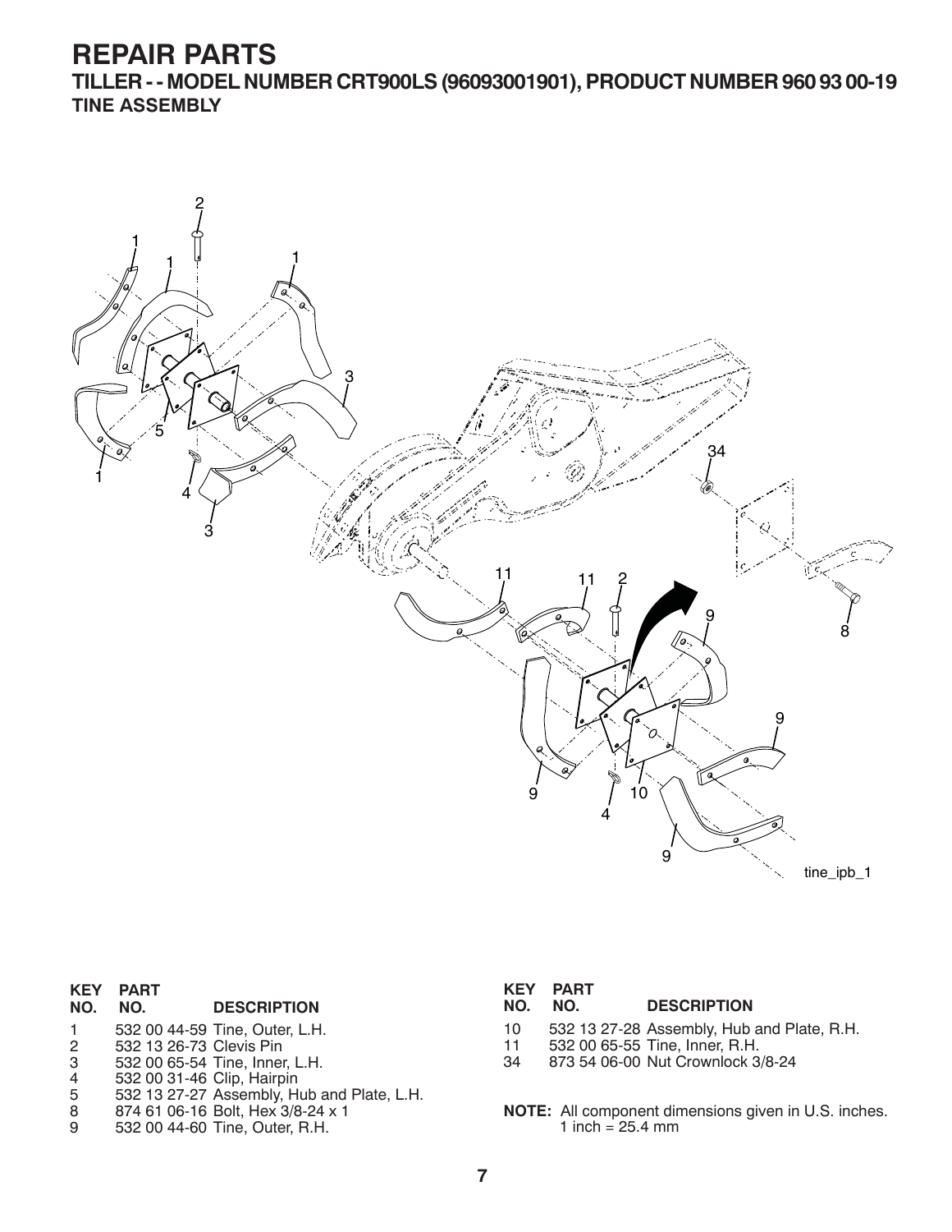# REPAIR PARTS

## TILLER - - MODEL NUMBER CRT900LS (96093001901), PRODUCT NUMBER 960 93 00-19

### TINE ASSEMBLY

tine_ipb_1

| KEY NO. | PART NO. | DESCRIPTION |
|---|---|---|
| 1 | 532 00 44-59 | Tine, Outer, L.H. |
| 2 | 532 13 26-73 | Clevis Pin |
| 3 | 532 00 65-54 | Tine, Inner, L.H. |
| 4 | 532 00 31-46 | Clip, Hairpin |
| 5 | 532 13 27-27 | Assembly, Hub and Plate, L.H. |
| 8 | 874 61 06-16 | Bolt, Hex 3/8-24 x 1 |
| 9 | 532 00 44-60 | Tine, Outer, R.H. |
| 10 | 532 13 27-28 | Assembly, Hub and Plate, R.H. |
| 11 | 532 00 65-55 | Tine, Inner, R.H. |
| 34 | 873 54 06-00 | Nut Crownlock 3/8-24 |

**NOTE:** All component dimensions given in U.S. inches.
1 inch = 25.4 mm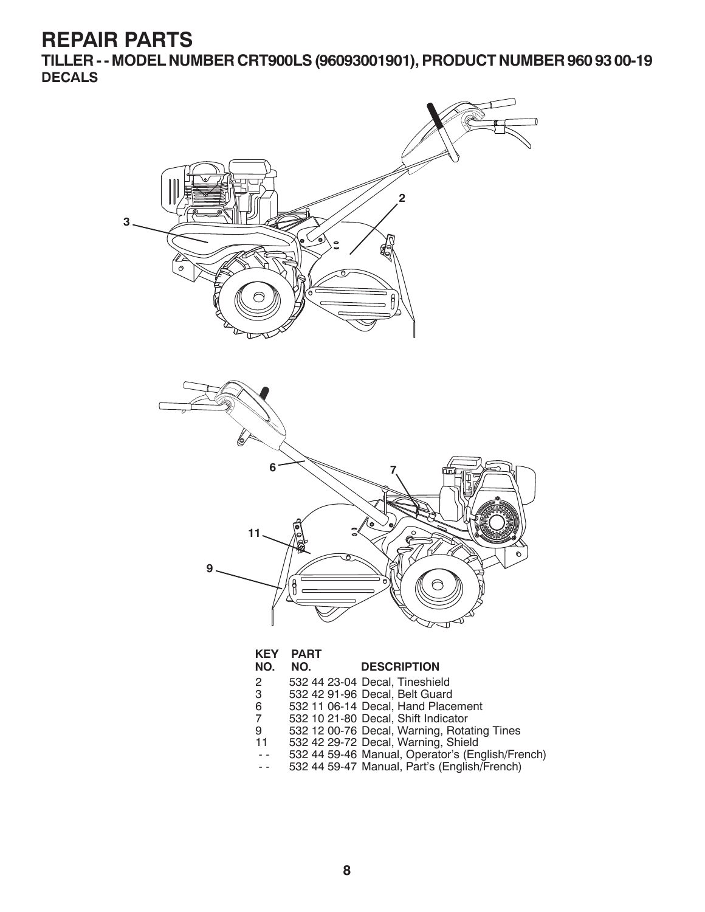# REPAIR PARTS

## TILLER - - MODEL NUMBER CRT900LS (96093001901), PRODUCT NUMBER 960 93 00-19

### DECALS

3

2

6

7

11

9

| KEY NO. | PART NO. | DESCRIPTION |
|---|---|---|
| 2 | 532 44 23-04 | Decal, Tineshield |
| 3 | 532 42 91-96 | Decal, Belt Guard |
| 6 | 532 11 06-14 | Decal, Hand Placement |
| 7 | 532 10 21-80 | Decal, Shift Indicator |
| 9 | 532 12 00-76 | Decal, Warning, Rotating Tines |
| 11 | 532 42 29-72 | Decal, Warning, Shield |
| - - | 532 44 59-46 | Manual, Operator's (English/French) |
| - - | 532 44 59-47 | Manual, Part's (English/French) |